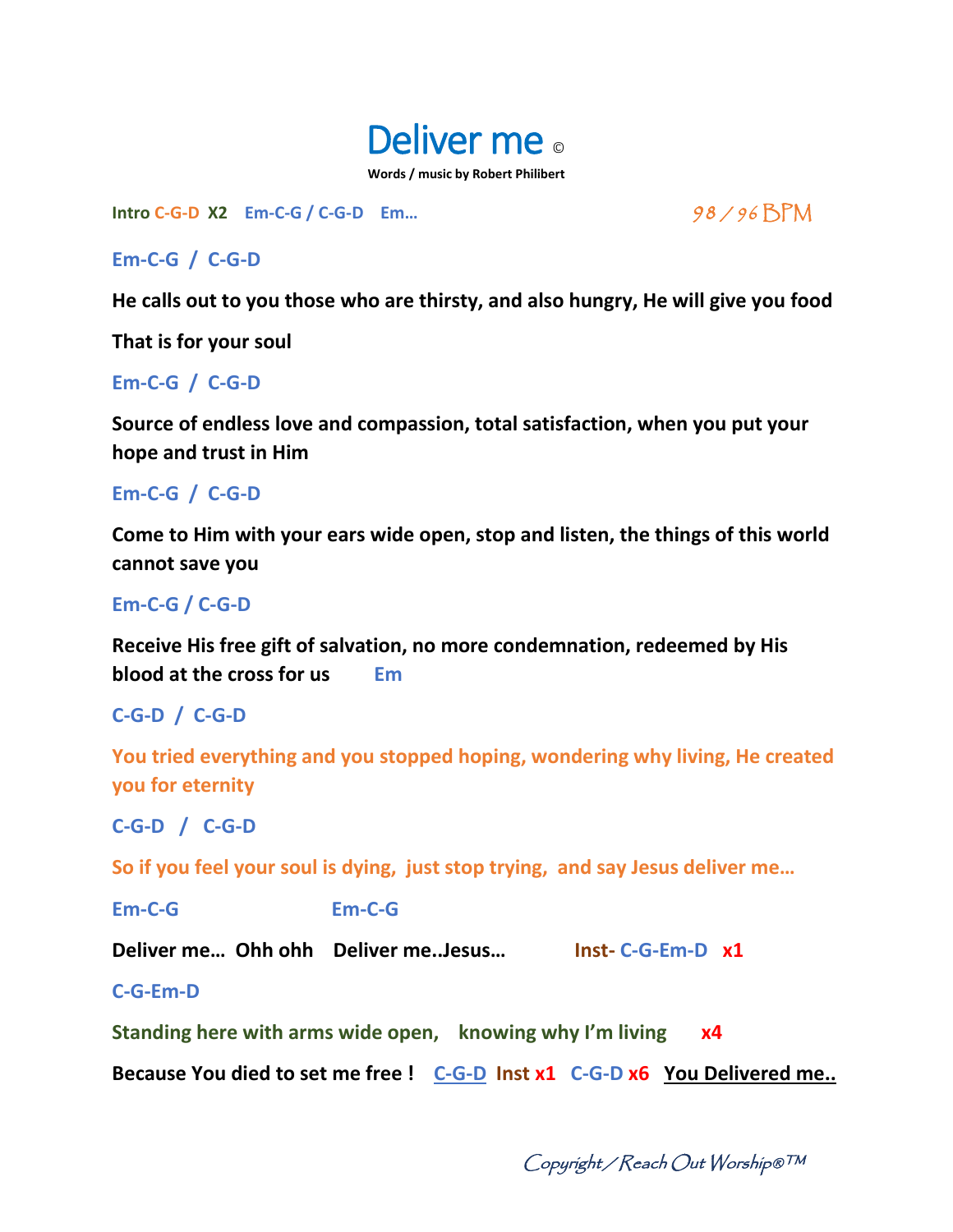# Deliver me ©

**Words / music by Robert Philibert**

**Intro C-G-D X2 Em-C-G / C-G-D Em…** 98 / 96 BPM

**Em-C-G / C-G-D**

**He calls out to you those who are thirsty, and also hungry, He will give you food That is for your soul**

**Em-C-G / C-G-D**

**Source of endless love and compassion, total satisfaction, when you put your hope and trust in Him**

**Em-C-G / C-G-D**

**Come to Him with your ears wide open, stop and listen, the things of this world cannot save you**

**Em-C-G / C-G-D**

**Receive His free gift of salvation, no more condemnation, redeemed by His blood at the cross for us Em**

**C-G-D / C-G-D**

**You tried everything and you stopped hoping, wondering why living, He created you for eternity**

**C-G-D / C-G-D**

**So if you feel your soul is dying, just stop trying, and say Jesus deliver me…**

**Em-C-G Em-C-G**

**Deliver me… Ohh ohh Deliver me..Jesus… Inst- C-G-Em-D x1**

**C-G-Em-D**

**Standing here with arms wide open, knowing why I'm living x4**

**Because You died to set me free ! C-G-D Inst x1 C-G-D x6 You Delivered me..**

*Copyright / Reach Out Worship®™*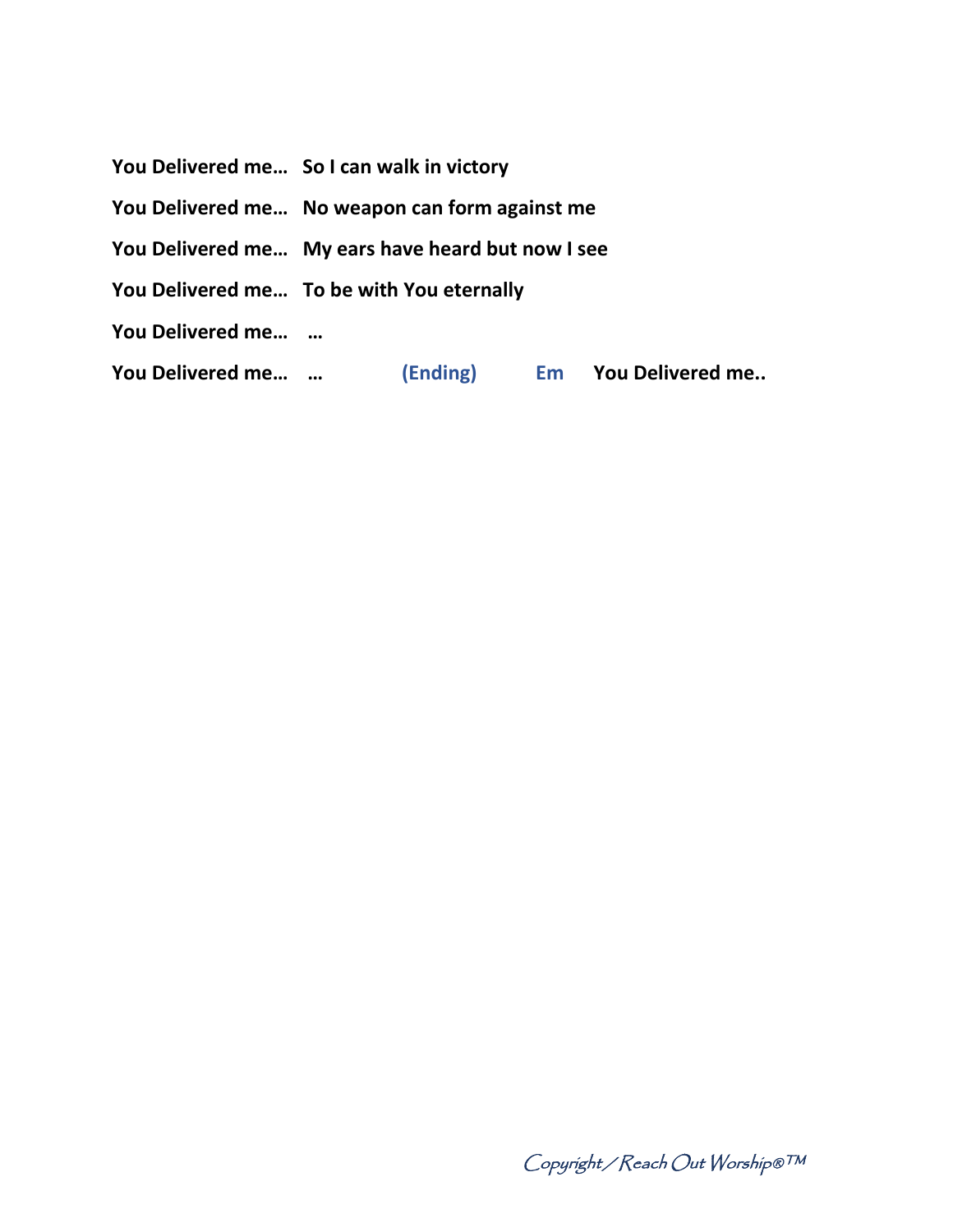**You Delivered me… So I can walk in victory**

**You Delivered me… No weapon can form against me**

**You Delivered me… My ears have heard but now I see**

**You Delivered me… To be with You eternally**

**You Delivered me… …**

**You Delivered me… … (Ending) Em You Delivered me..**

*Copyright / Reach Out Worship®™*